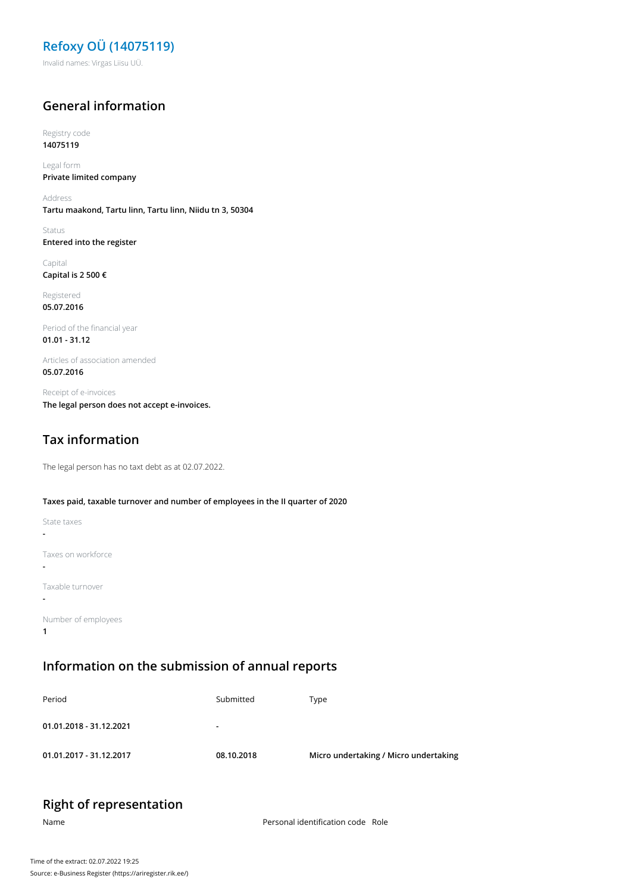# Refoxy OÜ (14075119)

Invalid names: Virgas Liisu UÜ.

## General information

Registry code
**14075119**

Legal form
**Private limited company**

Address
**Tartu maakond, Tartu linn, Tartu linn, Niidu tn 3, 50304**

Status
**Entered into the register**

Capital
**Capital is 2 500 €**

Registered
**05.07.2016**

Period of the financial year
**01.01 - 31.12**

Articles of association amended
**05.07.2016**

Receipt of e-invoices
**The legal person does not accept e-invoices.**

## Tax information

The legal person has no taxt debt as at 02.07.2022.

**Taxes paid, taxable turnover and number of employees in the II quarter of 2020**

State taxes
**-**

Taxes on workforce
**-**

Taxable turnover
**-**

Number of employees
**1**

## Information on the submission of annual reports

| Period | Submitted | Type |
|---|---|---|
| **01.01.2018 - 31.12.2021** | **-** | |
| **01.01.2017 - 31.12.2017** | **08.10.2018** | **Micro undertaking / Micro undertaking** |

## Right of representation

| Name | Personal identification code | Role |
|---|---|---|

Time of the extract: 02.07.2022 19:25
Source: e-Business Register (https://ariregister.rik.ee/)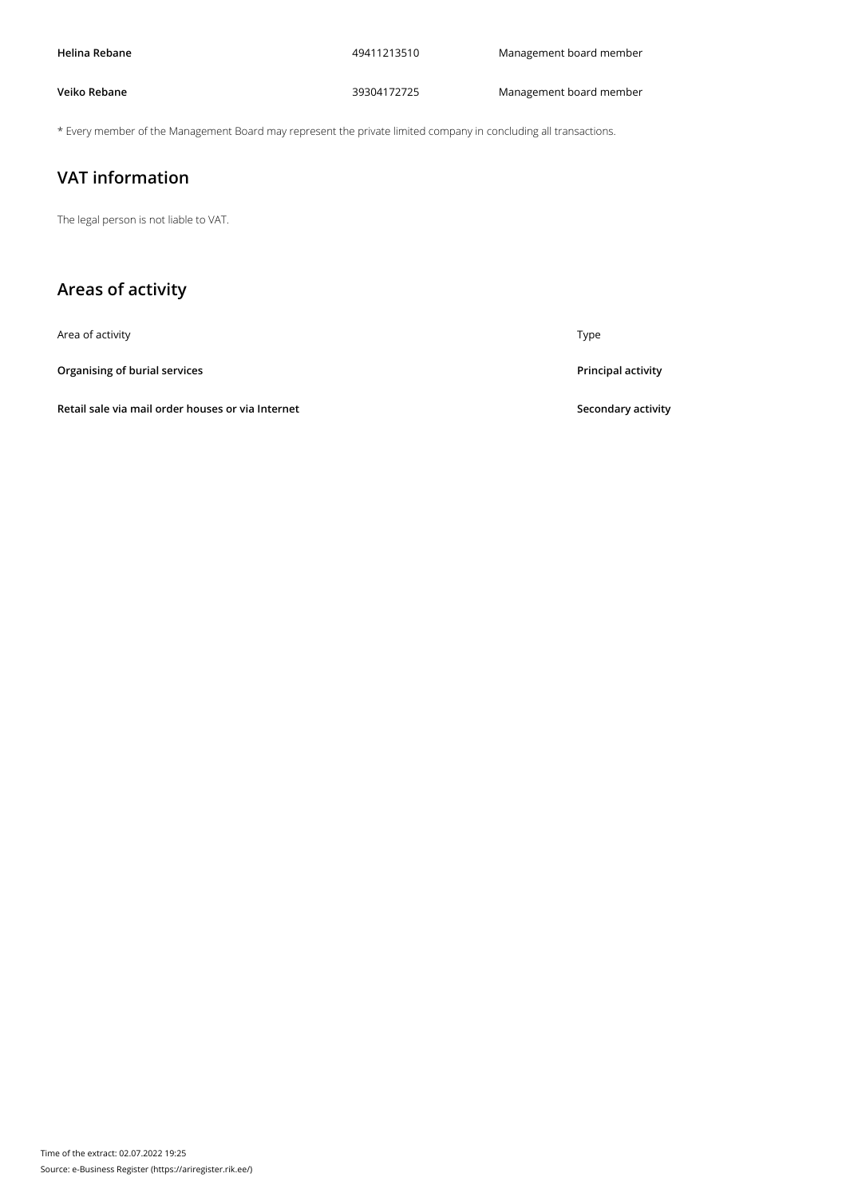| | | |
|---|---|---|
| **Helina Rebane** | 49411213510 | Management board member |
| **Veiko Rebane** | 39304172725 | Management board member |

* Every member of the Management Board may represent the private limited company in concluding all transactions.

## VAT information

The legal person is not liable to VAT.

## Areas of activity

| Area of activity | Type |
|---|---|
| **Organising of burial services** | **Principal activity** |
| **Retail sale via mail order houses or via Internet** | **Secondary activity** |

Time of the extract: 02.07.2022 19:25
Source: e-Business Register (https://ariregister.rik.ee/)